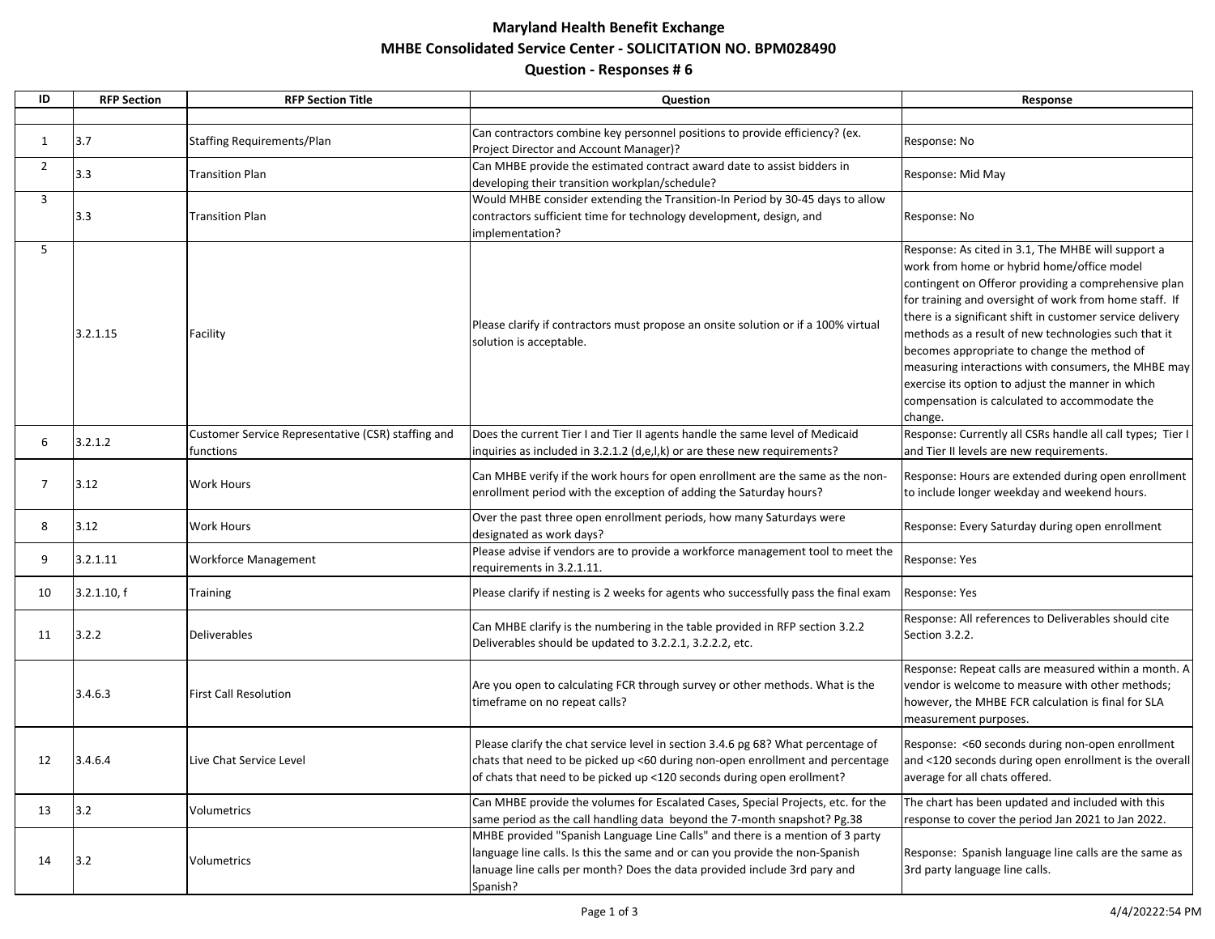# Maryland Health Benefit Exchange

## MHBE Consolidated Service Center - SOLICITATION NO. BPM028490

## Question - Responses # 6

| ID | RFP Section | RFP Section Title | Question | Response |
|---|---|---|---|---|
| | | | | |
| 1 | 3.7 | Staffing Requirements/Plan | Can contractors combine key personnel positions to provide efficiency? (ex. Project Director and Account Manager)? | Response: No |
| 2 | 3.3 | Transition Plan | Can MHBE provide the estimated contract award date to assist bidders in developing their transition workplan/schedule? | Response: Mid May |
| 3 | 3.3 | Transition Plan | Would MHBE consider extending the Transition-In Period by 30-45 days to allow contractors sufficient time for technology development, design, and implementation? | Response: No |
| 5 | 3.2.1.15 | Facility | Please clarify if contractors must propose an onsite solution or if a 100% virtual solution is acceptable. | Response: As cited in 3.1, The MHBE will support a work from home or hybrid home/office model contingent on Offeror providing a comprehensive plan for training and oversight of work from home staff. If there is a significant shift in customer service delivery methods as a result of new technologies such that it becomes appropriate to change the method of measuring interactions with consumers, the MHBE may exercise its option to adjust the manner in which compensation is calculated to accommodate the change. |
| 6 | 3.2.1.2 | Customer Service Representative (CSR) staffing and functions | Does the current Tier I and Tier II agents handle the same level of Medicaid inquiries as included in 3.2.1.2 (d,e,l,k) or are these new requirements? | Response: Currently all CSRs handle all call types; Tier I and Tier II levels are new requirements. |
| 7 | 3.12 | Work Hours | Can MHBE verify if the work hours for open enrollment are the same as the non-enrollment period with the exception of adding the Saturday hours? | Response: Hours are extended during open enrollment to include longer weekday and weekend hours. |
| 8 | 3.12 | Work Hours | Over the past three open enrollment periods, how many Saturdays were designated as work days? | Response: Every Saturday during open enrollment |
| 9 | 3.2.1.11 | Workforce Management | Please advise if vendors are to provide a workforce management tool to meet the requirements in 3.2.1.11. | Response: Yes |
| 10 | 3.2.1.10, f | Training | Please clarify if nesting is 2 weeks for agents who successfully pass the final exam | Response: Yes |
| 11 | 3.2.2 | Deliverables | Can MHBE clarify is the numbering in the table provided in RFP section 3.2.2 Deliverables should be updated to 3.2.2.1, 3.2.2.2, etc. | Response: All references to Deliverables should cite Section 3.2.2. |
| | 3.4.6.3 | First Call Resolution | Are you open to calculating FCR through survey or other methods. What is the timeframe on no repeat calls? | Response: Repeat calls are measured within a month. A vendor is welcome to measure with other methods; however, the MHBE FCR calculation is final for SLA measurement purposes. |
| 12 | 3.4.6.4 | Live Chat Service Level | Please clarify the chat service level in section 3.4.6 pg 68? What percentage of chats that need to be picked up <60 during non-open enrollment and percentage of chats that need to be picked up <120 seconds during open enrollment? | Response: <60 seconds during non-open enrollment and <120 seconds during open enrollment is the overall average for all chats offered. |
| 13 | 3.2 | Volumetrics | Can MHBE provide the volumes for Escalated Cases, Special Projects, etc. for the same period as the call handling data beyond the 7-month snapshot? Pg.38 | The chart has been updated and included with this response to cover the period Jan 2021 to Jan 2022. |
| 14 | 3.2 | Volumetrics | MHBE provided "Spanish Language Line Calls" and there is a mention of 3 party language line calls. Is this the same and or can you provide the non-Spanish lanuage line calls per month? Does the data provided include 3rd pary and Spanish? | Response: Spanish language line calls are the same as 3rd party language line calls. |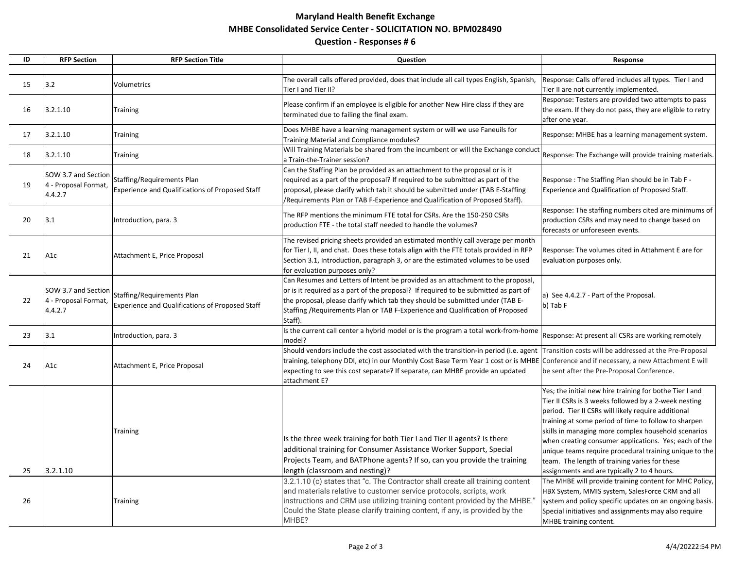**Maryland Health Benefit Exchange**

**MHBE Consolidated Service Center - SOLICITATION NO. BPM028490**

**Question - Responses # 6**

| ID | RFP Section | RFP Section Title | Question | Response |
|---|---|---|---|---|
| | | | | |
| 15 | 3.2 | Volumetrics | The overall calls offered provided, does that include all call types English, Spanish, Tier I and Tier II? | Response: Calls offered includes all types. Tier I and Tier II are not currently implemented. |
| 16 | 3.2.1.10 | Training | Please confirm if an employee is eligible for another New Hire class if they are terminated due to failing the final exam. | Response: Testers are provided two attempts to pass the exam. If they do not pass, they are eligible to retry after one year. |
| 17 | 3.2.1.10 | Training | Does MHBE have a learning management system or will we use Faneuils for Training Material and Compliance modules? | Response: MHBE has a learning management system. |
| 18 | 3.2.1.10 | Training | Will Training Materials be shared from the incumbent or will the Exchange conduct a Train-the-Trainer session? | Response: The Exchange will provide training materials. |
| 19 | SOW 3.7 and Section 4 - Proposal Format, 4.4.2.7 | Staffing/Requirements Plan Experience and Qualifications of Proposed Staff | Can the Staffing Plan be provided as an attachment to the proposal or is it required as a part of the proposal? If required to be submitted as part of the proposal, please clarify which tab it should be submitted under (TAB E-Staffing /Requirements Plan or TAB F-Experience and Qualification of Proposed Staff). | Response : The Staffing Plan should be in Tab F - Experience and Qualification of Proposed Staff. |
| 20 | 3.1 | Introduction, para. 3 | The RFP mentions the minimum FTE total for CSRs. Are the 150-250 CSRs production FTE - the total staff needed to handle the volumes? | Response: The staffing numbers cited are minimums of production CSRs and may need to change based on forecasts or unforeseen events. |
| 21 | A1c | Attachment E, Price Proposal | The revised pricing sheets provided an estimated monthly call average per month for Tier I, II, and chat. Does these totals align with the FTE totals provided in RFP Section 3.1, Introduction, paragraph 3, or are the estimated volumes to be used for evaluation purposes only? | Response: The volumes cited in Attahment E are for evaluation purposes only. |
| 22 | SOW 3.7 and Section 4 - Proposal Format, 4.4.2.7 | Staffing/Requirements Plan Experience and Qualifications of Proposed Staff | Can Resumes and Letters of Intent be provided as an attachment to the proposal, or is it required as a part of the proposal? If required to be submitted as part of the proposal, please clarify which tab they should be submitted under (TAB E-Staffing /Requirements Plan or TAB F-Experience and Qualification of Proposed Staff). | a) See 4.4.2.7 - Part of the Proposal.<br>b) Tab F |
| 23 | 3.1 | Introduction, para. 3 | Is the current call center a hybrid model or is the program a total work-from-home model? | Response: At present all CSRs are working remotely |
| 24 | A1c | Attachment E, Price Proposal | Should vendors include the cost associated with the transition-in period (i.e. agent training, telephony DDI, etc) in our Monthly Cost Base Term Year 1 cost or is MHBE expecting to see this cost separate? If separate, can MHBE provide an updated attachment E? | Transition costs will be addressed at the Pre-Proposal Conference and if necessary, a new Attachment E will be sent after the Pre-Proposal Conference. |
| 25 | 3.2.1.10 | Training | Is the three week training for both Tier I and Tier II agents? Is there additional training for Consumer Assistance Worker Support, Special Projects Team, and BATPhone agents? If so, can you provide the training length (classroom and nesting)? | Yes; the initial new hire training for bothe Tier I and Tier II CSRs is 3 weeks followed by a 2-week nesting period. Tier II CSRs will likely require additional training at some period of time to follow to sharpen skills in managing more complex household scenarios when creating consumer applications. Yes; each of the unique teams require procedural training unique to the team. The length of training varies for these assignments and are typically 2 to 4 hours. |
| 26 | | Training | 3.2.1.10 (c) states that "c. The Contractor shall create all training content and materials relative to customer service protocols, scripts, work instructions and CRM use utilizing training content provided by the MHBE." Could the State please clarify training content, if any, is provided by the MHBE? | The MHBE will provide training content for MHC Policy, HBX System, MMIS system, SalesForce CRM and all system and policy specific updates on an ongoing basis. Special initiatives and assignments may also require MHBE training content. |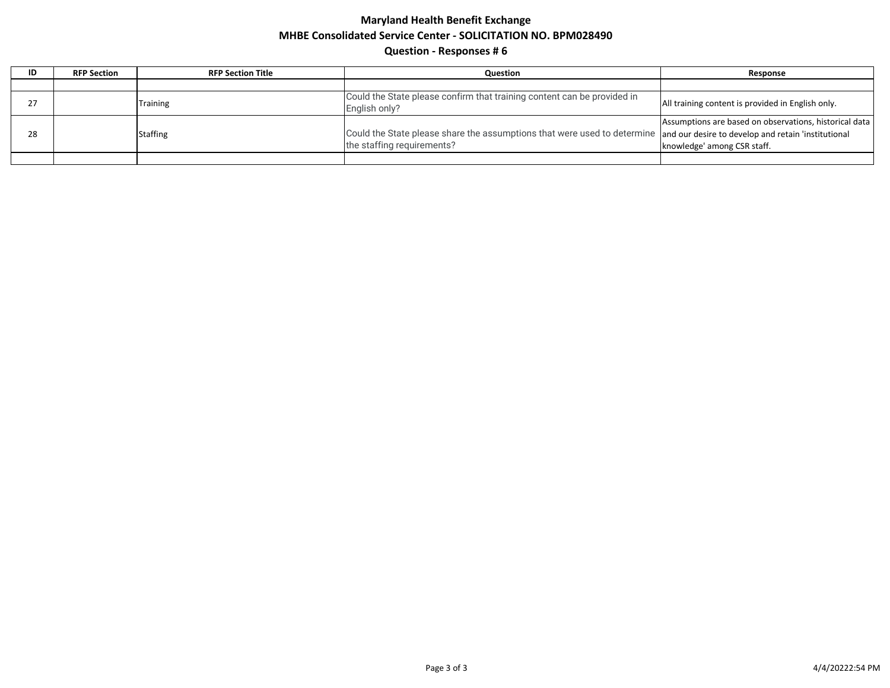**Maryland Health Benefit Exchange**

**MHBE Consolidated Service Center - SOLICITATION NO. BPM028490**

**Question - Responses # 6**

| ID | RFP Section | RFP Section Title | Question | Response |
|---|---|---|---|---|
| | | | | |
| 27 | | Training | Could the State please confirm that training content can be provided in English only? | All training content is provided in English only. |
| 28 | | Staffing | Could the State please share the assumptions that were used to determine the staffing requirements? | Assumptions are based on observations, historical data and our desire to develop and retain 'institutional knowledge' among CSR staff. |
| | | | | |